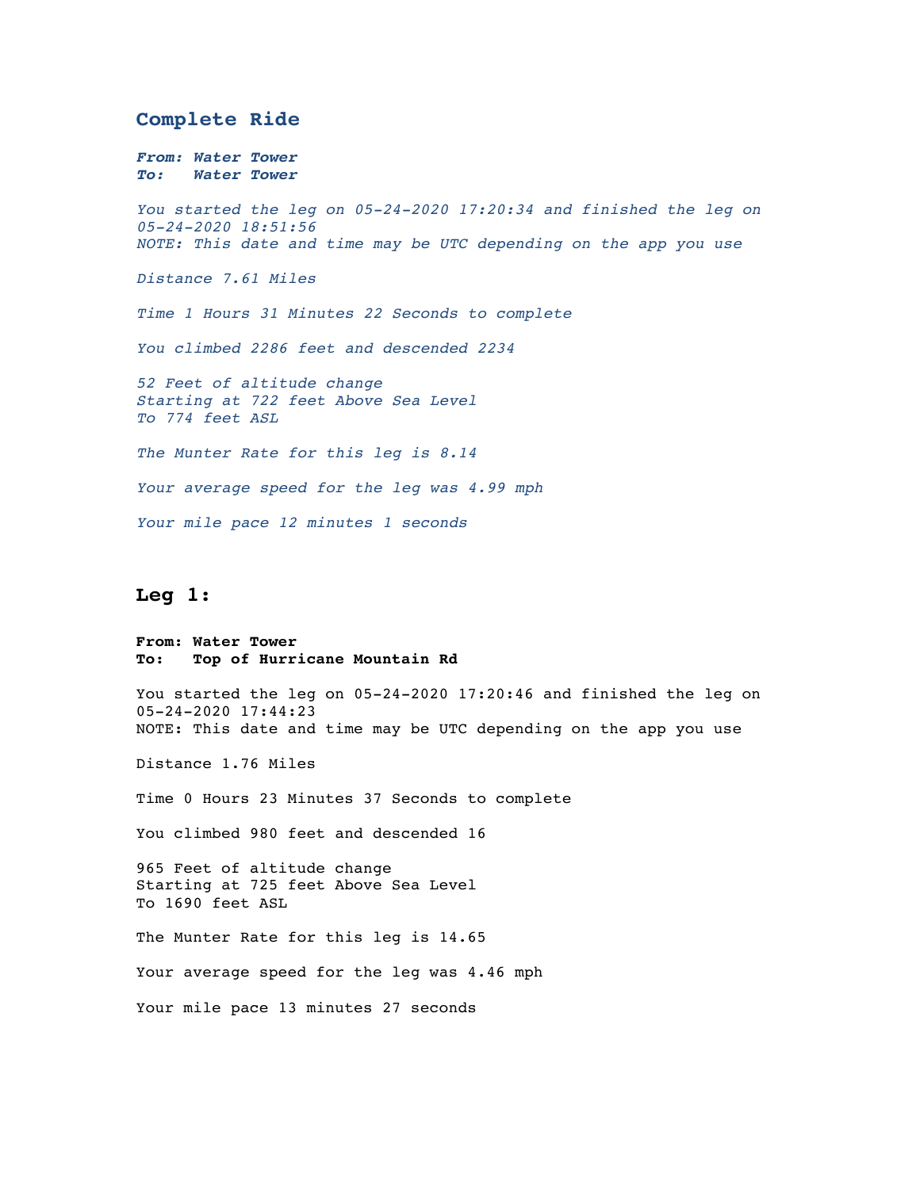## Complete Ride

***From: Water Tower***
***To: Water Tower***

*You started the leg on 05-24-2020 17:20:34 and finished the leg on 05-24-2020 18:51:56*
*NOTE: This date and time may be UTC depending on the app you use*

*Distance 7.61 Miles*

*Time 1 Hours 31 Minutes 22 Seconds to complete*

*You climbed 2286 feet and descended 2234*

*52 Feet of altitude change*
*Starting at 722 feet Above Sea Level*
*To 774 feet ASL*

*The Munter Rate for this leg is 8.14*

*Your average speed for the leg was 4.99 mph*

*Your mile pace 12 minutes 1 seconds*

## Leg 1:

**From: Water Tower**
**To: Top of Hurricane Mountain Rd**

You started the leg on 05-24-2020 17:20:46 and finished the leg on 05-24-2020 17:44:23
NOTE: This date and time may be UTC depending on the app you use

Distance 1.76 Miles

Time 0 Hours 23 Minutes 37 Seconds to complete

You climbed 980 feet and descended 16

965 Feet of altitude change
Starting at 725 feet Above Sea Level
To 1690 feet ASL

The Munter Rate for this leg is 14.65

Your average speed for the leg was 4.46 mph

Your mile pace 13 minutes 27 seconds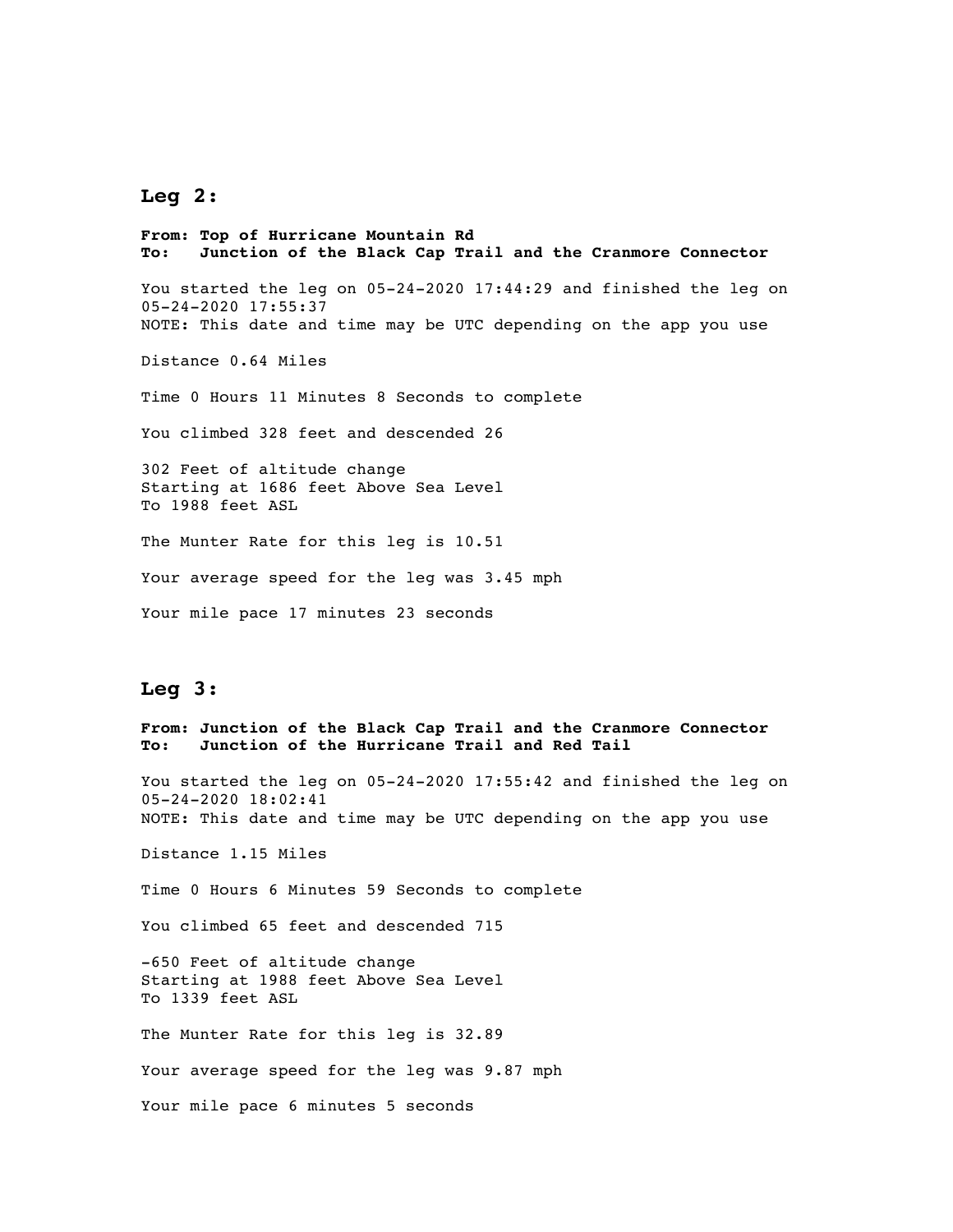## Leg 2:

**From: Top of Hurricane Mountain Rd**
**To: Junction of the Black Cap Trail and the Cranmore Connector**

You started the leg on 05-24-2020 17:44:29 and finished the leg on 05-24-2020 17:55:37
NOTE: This date and time may be UTC depending on the app you use

Distance 0.64 Miles

Time 0 Hours 11 Minutes 8 Seconds to complete

You climbed 328 feet and descended 26

302 Feet of altitude change
Starting at 1686 feet Above Sea Level
To 1988 feet ASL

The Munter Rate for this leg is 10.51

Your average speed for the leg was 3.45 mph

Your mile pace 17 minutes 23 seconds

## Leg 3:

**From: Junction of the Black Cap Trail and the Cranmore Connector**
**To: Junction of the Hurricane Trail and Red Tail**

You started the leg on 05-24-2020 17:55:42 and finished the leg on 05-24-2020 18:02:41
NOTE: This date and time may be UTC depending on the app you use

Distance 1.15 Miles

Time 0 Hours 6 Minutes 59 Seconds to complete

You climbed 65 feet and descended 715

-650 Feet of altitude change
Starting at 1988 feet Above Sea Level
To 1339 feet ASL

The Munter Rate for this leg is 32.89

Your average speed for the leg was 9.87 mph

Your mile pace 6 minutes 5 seconds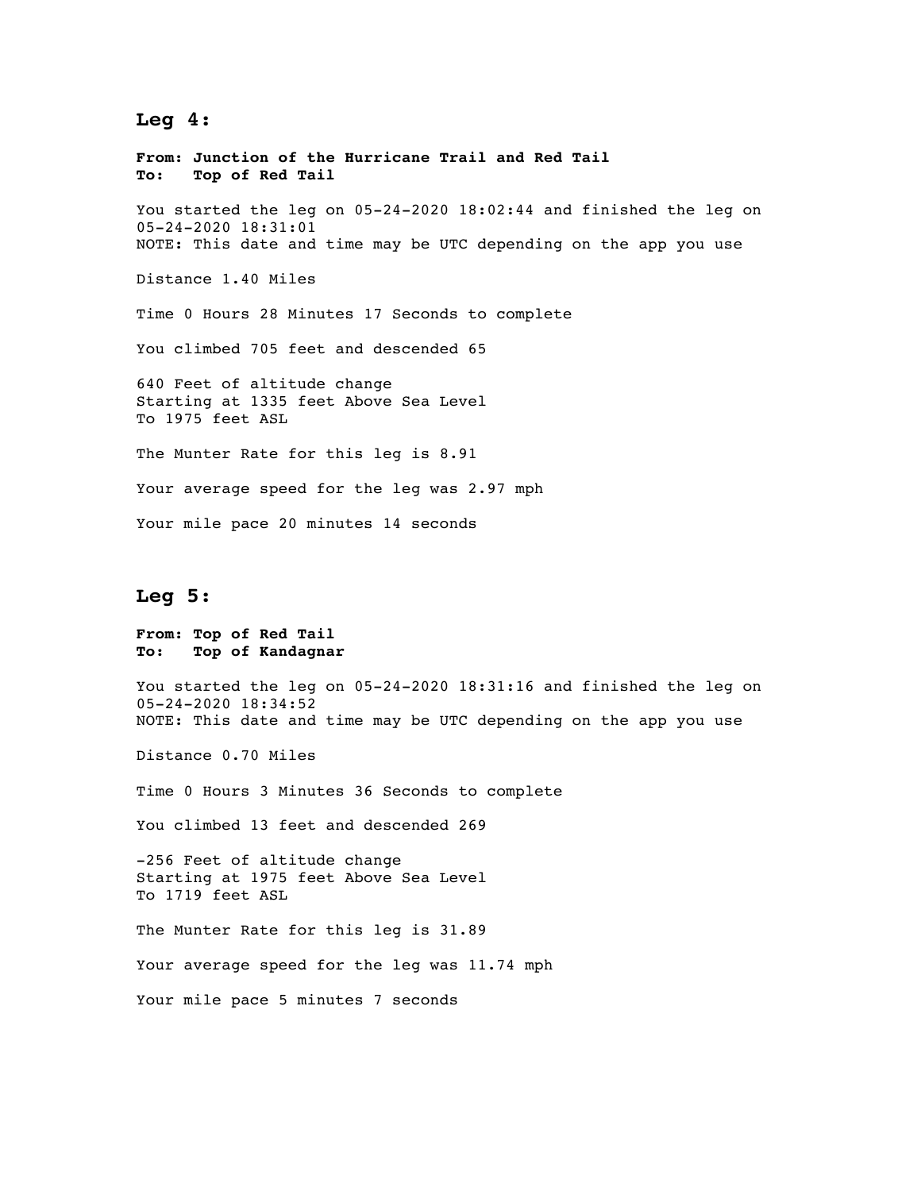## Leg 4:

**From: Junction of the Hurricane Trail and Red Tail**
**To: Top of Red Tail**

You started the leg on 05-24-2020 18:02:44 and finished the leg on 05-24-2020 18:31:01
NOTE: This date and time may be UTC depending on the app you use

Distance 1.40 Miles

Time 0 Hours 28 Minutes 17 Seconds to complete

You climbed 705 feet and descended 65

640 Feet of altitude change
Starting at 1335 feet Above Sea Level
To 1975 feet ASL

The Munter Rate for this leg is 8.91

Your average speed for the leg was 2.97 mph

Your mile pace 20 minutes 14 seconds

## Leg 5:

**From: Top of Red Tail**
**To: Top of Kandagnar**

You started the leg on 05-24-2020 18:31:16 and finished the leg on 05-24-2020 18:34:52
NOTE: This date and time may be UTC depending on the app you use

Distance 0.70 Miles

Time 0 Hours 3 Minutes 36 Seconds to complete

You climbed 13 feet and descended 269

-256 Feet of altitude change
Starting at 1975 feet Above Sea Level
To 1719 feet ASL

The Munter Rate for this leg is 31.89

Your average speed for the leg was 11.74 mph

Your mile pace 5 minutes 7 seconds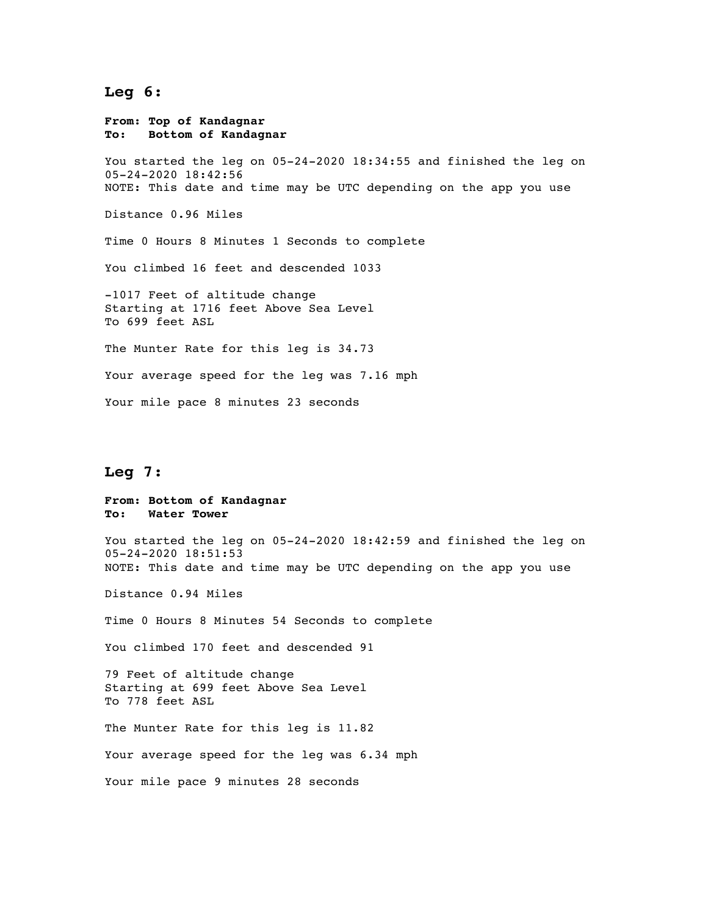## Leg 6:

**From: Top of Kandagnar**
**To: Bottom of Kandagnar**

You started the leg on 05-24-2020 18:34:55 and finished the leg on 05-24-2020 18:42:56
NOTE: This date and time may be UTC depending on the app you use

Distance 0.96 Miles

Time 0 Hours 8 Minutes 1 Seconds to complete

You climbed 16 feet and descended 1033

-1017 Feet of altitude change
Starting at 1716 feet Above Sea Level
To 699 feet ASL

The Munter Rate for this leg is 34.73

Your average speed for the leg was 7.16 mph

Your mile pace 8 minutes 23 seconds

## Leg 7:

**From: Bottom of Kandagnar**
**To: Water Tower**

You started the leg on 05-24-2020 18:42:59 and finished the leg on 05-24-2020 18:51:53
NOTE: This date and time may be UTC depending on the app you use

Distance 0.94 Miles

Time 0 Hours 8 Minutes 54 Seconds to complete

You climbed 170 feet and descended 91

79 Feet of altitude change
Starting at 699 feet Above Sea Level
To 778 feet ASL

The Munter Rate for this leg is 11.82

Your average speed for the leg was 6.34 mph

Your mile pace 9 minutes 28 seconds